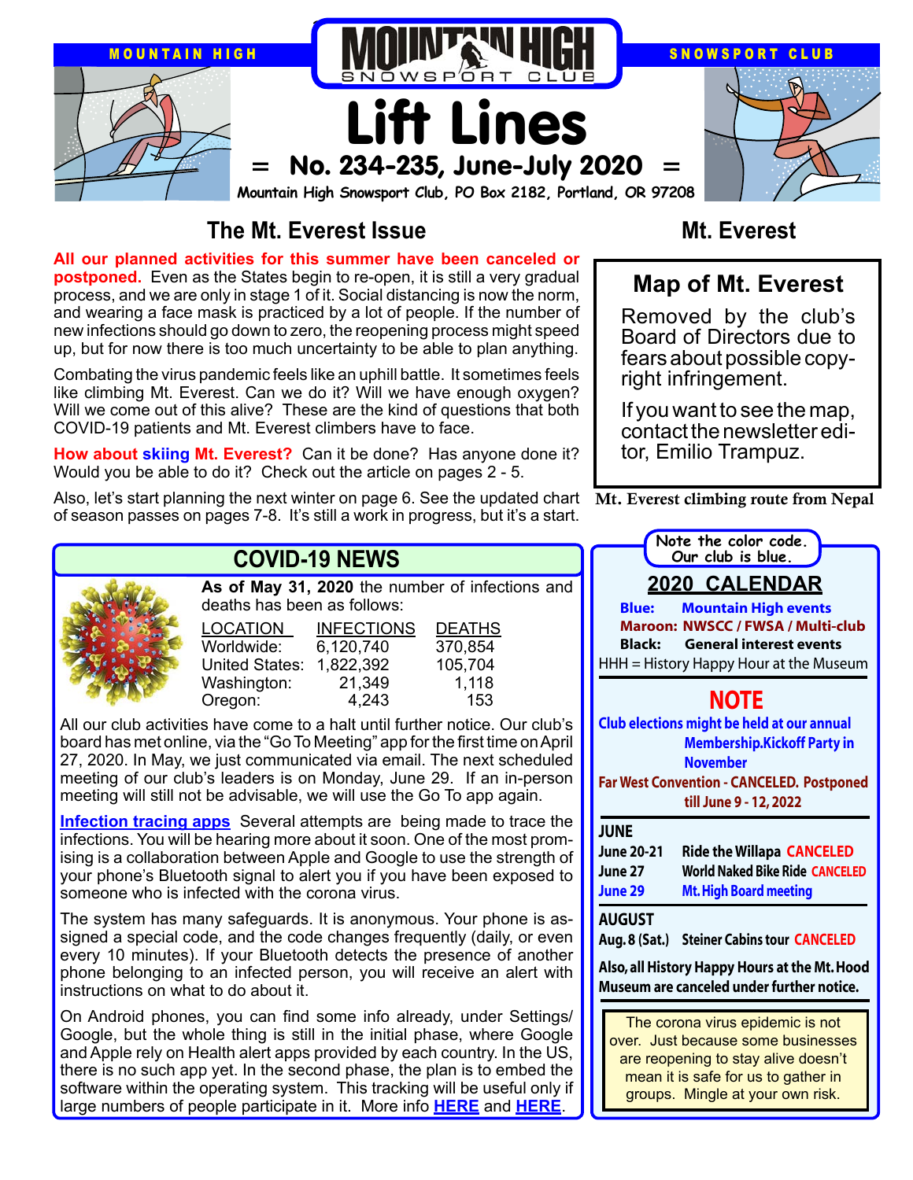# Lift Lines

MOUNTAIN HIGH SNOWSPORT CLUB

**= No. 234-235, June-July 2020 =**

**Mountain High Snowsport Club, PO Box 2182, Portland, OR 97208**

## The Mt. Everest Issue

**All our planned activities for this summer have been canceled or postponed.** Even as the States begin to re-open, it is still a very gradual process, and we are only in stage 1 of it. Social distancing is now the norm, and wearing a face mask is practiced by a lot of people. If the number of new infections should go down to zero, the reopening process might speed up, but for now there is too much uncertainty to be able to plan anything.

Combating the virus pandemic feels like an uphill battle. It sometimes feels like climbing Mt. Everest. Can we do it? Will we have enough oxygen? Will we come out of this alive? These are the kind of questions that both COVID-19 patients and Mt. Everest climbers have to face.

**How about skiing Mt. Everest?** Can it be done? Has anyone done it? Would you be able to do it? Check out the article on pages 2 - 5.

Also, let's start planning the next winter on page 6. See the updated chart of season passes on pages 7-8. It's still a work in progress, but it's a start.

## Mt. Everest

### Map of Mt. Everest

Removed by the club's Board of Directors due to fears about possible copyright infringement.

If you want to see the map, contact the newsletter editor, Emilio Trampuz.

Mt. Everest climbing route from Nepal

## COVID-19 NEWS

**As of May 31, 2020** the number of infections and deaths has been as follows:

| LOCATION | INFECTIONS | DEATHS |
|---|---|---|
| Worldwide: | 6,120,740 | 370,854 |
| United States: | 1,822,392 | 105,704 |
| Washington: | 21,349 | 1,118 |
| Oregon: | 4,243 | 153 |

All our club activities have come to a halt until further notice. Our club's board has met online, via the "Go To Meeting" app for the first time on April 27, 2020. In May, we just communicated via email. The next scheduled meeting of our club's leaders is on Monday, June 29. If an in-person meeting will still not be advisable, we will use the Go To app again.

**Infection tracing apps** Several attempts are being made to trace the infections. You will be hearing more about it soon. One of the most promising is a collaboration between Apple and Google to use the strength of your phone's Bluetooth signal to alert you if you have been exposed to someone who is infected with the corona virus.

The system has many safeguards. It is anonymous. Your phone is assigned a special code, and the code changes frequently (daily, or even every 10 minutes). If your Bluetooth detects the presence of another phone belonging to an infected person, you will receive an alert with instructions on what to do about it.

On Android phones, you can find some info already, under Settings/ Google, but the whole thing is still in the initial phase, where Google and Apple rely on Health alert apps provided by each country. In the US, there is no such app yet. In the second phase, the plan is to embed the software within the operating system. This tracking will be useful only if large numbers of people participate in it. More info **HERE** and **HERE**.

Note the color code. Our club is blue.

## 2020 CALENDAR

**Blue:** Mountain High events
**Maroon:** NWSCC / FWSA / Multi-club
**Black:** General interest events
HHH = History Happy Hour at the Museum

### NOTE

Club elections might be held at our annual Membership.Kickoff Party in November

Far West Convention - CANCELED. Postponed till June 9 - 12, 2022

**JUNE**

| | |
|---|---|
| June 20-21 | Ride the Willapa CANCELED |
| June 27 | World Naked Bike Ride CANCELED |
| June 29 | Mt. High Board meeting |

**AUGUST**

| | |
|---|---|
| Aug. 8 (Sat.) | Steiner Cabins tour CANCELED |

Also, all History Happy Hours at the Mt. Hood Museum are canceled under further notice.

The corona virus epidemic is not over. Just because some businesses are reopening to stay alive doesn't mean it is safe for us to gather in groups. Mingle at your own risk.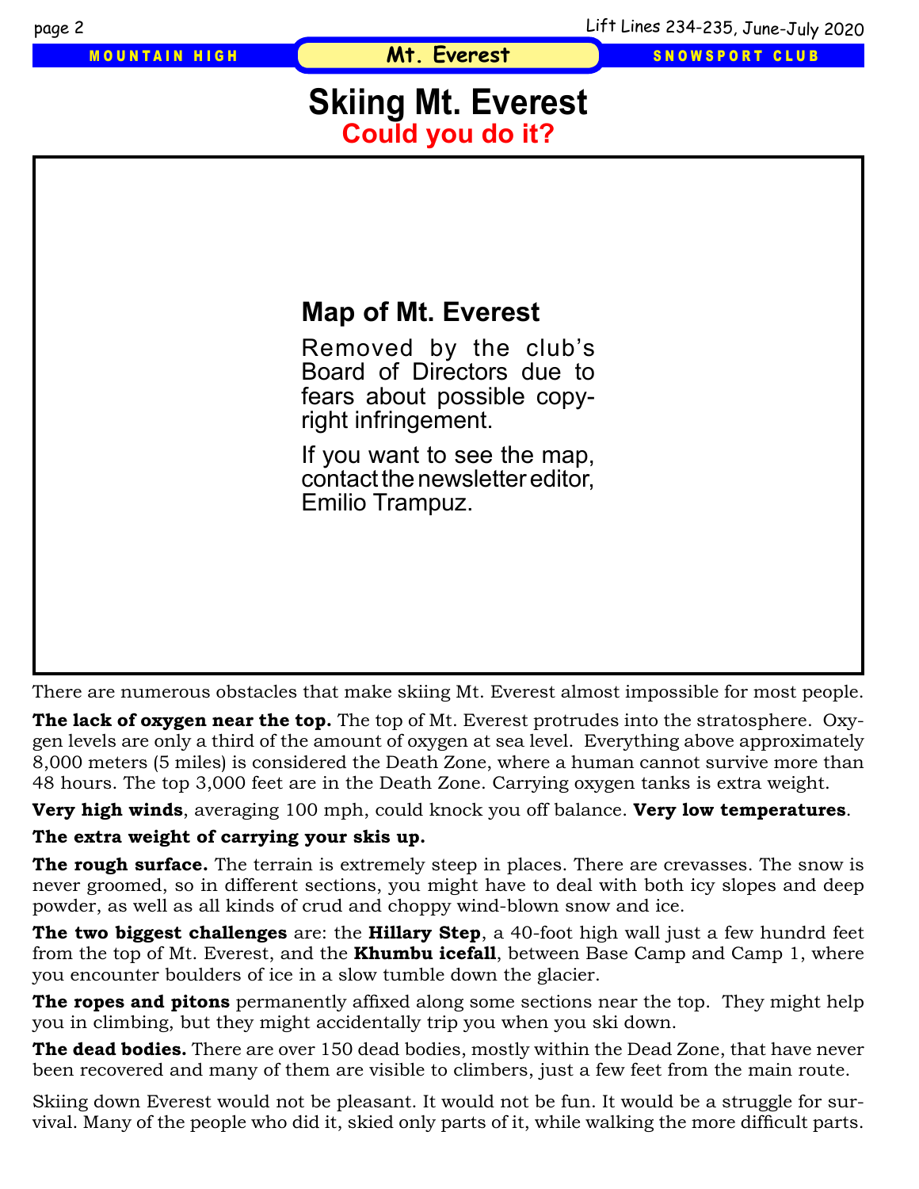# Skiing Mt. Everest

## Could you do it?

**Map of Mt. Everest**

Removed by the club's Board of Directors due to fears about possible copyright infringement.

If you want to see the map, contact the newsletter editor, Emilio Trampuz.

There are numerous obstacles that make skiing Mt. Everest almost impossible for most people.

**The lack of oxygen near the top.** The top of Mt. Everest protrudes into the stratosphere. Oxygen levels are only a third of the amount of oxygen at sea level. Everything above approximately 8,000 meters (5 miles) is considered the Death Zone, where a human cannot survive more than 48 hours. The top 3,000 feet are in the Death Zone. Carrying oxygen tanks is extra weight.

**Very high winds**, averaging 100 mph, could knock you off balance. **Very low temperatures**.

**The extra weight of carrying your skis up.**

**The rough surface.** The terrain is extremely steep in places. There are crevasses. The snow is never groomed, so in different sections, you might have to deal with both icy slopes and deep powder, as well as all kinds of crud and choppy wind-blown snow and ice.

**The two biggest challenges** are: the **Hillary Step**, a 40-foot high wall just a few hundrd feet from the top of Mt. Everest, and the **Khumbu icefall**, between Base Camp and Camp 1, where you encounter boulders of ice in a slow tumble down the glacier.

**The ropes and pitons** permanently affixed along some sections near the top. They might help you in climbing, but they might accidentally trip you when you ski down.

**The dead bodies.** There are over 150 dead bodies, mostly within the Dead Zone, that have never been recovered and many of them are visible to climbers, just a few feet from the main route.

Skiing down Everest would not be pleasant. It would not be fun. It would be a struggle for survival. Many of the people who did it, skied only parts of it, while walking the more difficult parts.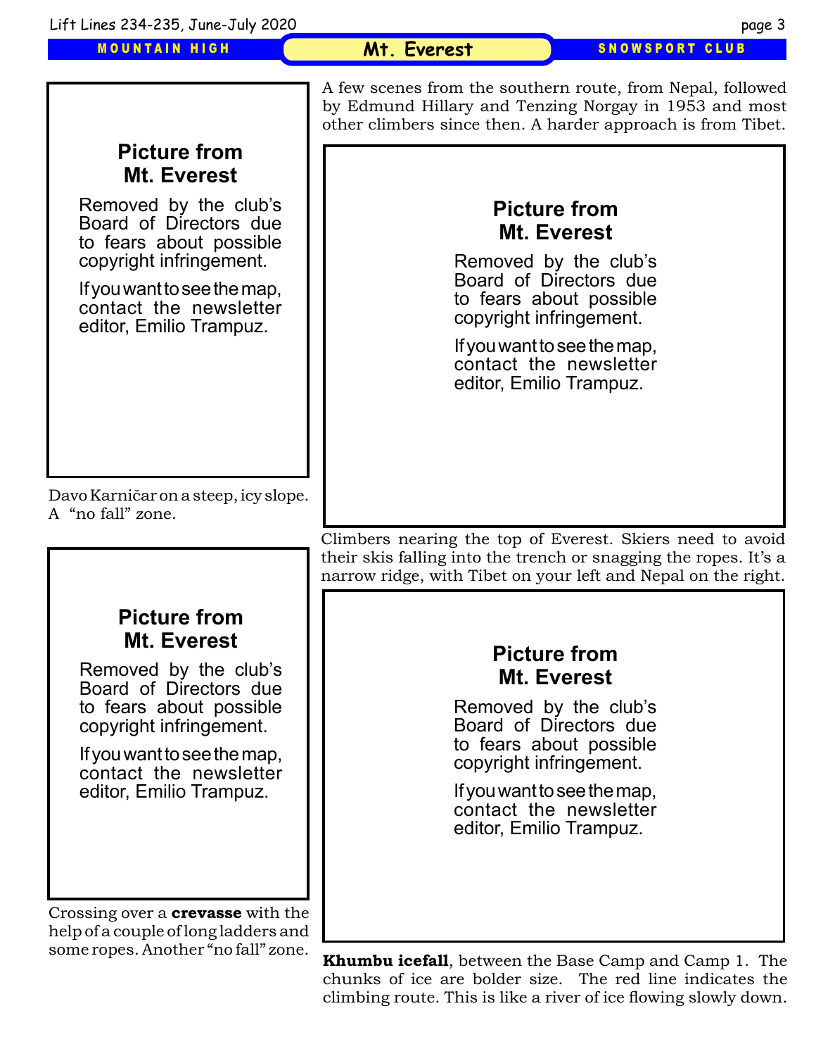## Mt. Everest

A few scenes from the southern route, from Nepal, followed by Edmund Hillary and Tenzing Norgay in 1953 and most other climbers since then. A harder approach is from Tibet.

**Picture from Mt. Everest**

Removed by the club's Board of Directors due to fears about possible copyright infringement.

If you want to see the map, contact the newsletter editor, Emilio Trampuz.

Davo Karničar on a steep, icy slope. A "no fall" zone.

**Picture from Mt. Everest**

Removed by the club's Board of Directors due to fears about possible copyright infringement.

If you want to see the map, contact the newsletter editor, Emilio Trampuz.

Climbers nearing the top of Everest. Skiers need to avoid their skis falling into the trench or snagging the ropes. It's a narrow ridge, with Tibet on your left and Nepal on the right.

**Picture from Mt. Everest**

Removed by the club's Board of Directors due to fears about possible copyright infringement.

If you want to see the map, contact the newsletter editor, Emilio Trampuz.

Crossing over a **crevasse** with the help of a couple of long ladders and some ropes. Another "no fall" zone.

**Picture from Mt. Everest**

Removed by the club's Board of Directors due to fears about possible copyright infringement.

If you want to see the map, contact the newsletter editor, Emilio Trampuz.

**Khumbu icefall**, between the Base Camp and Camp 1. The chunks of ice are bolder size. The red line indicates the climbing route. This is like a river of ice flowing slowly down.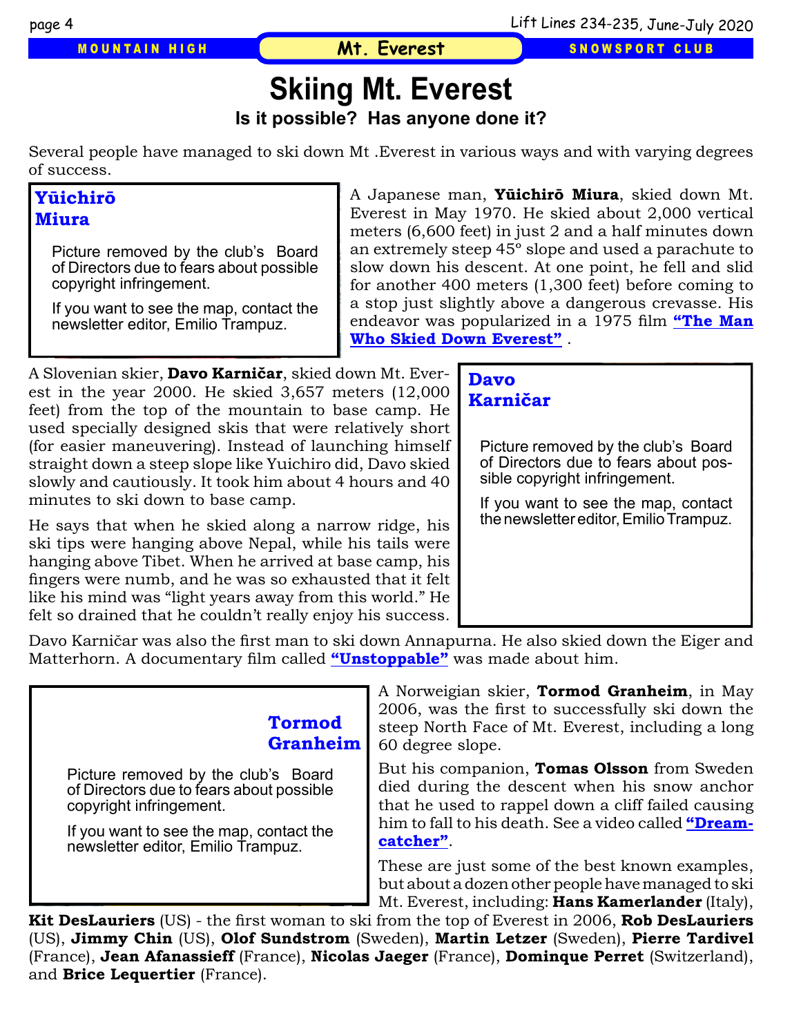# Skiing Mt. Everest

### Is it possible? Has anyone done it?

Several people have managed to ski down Mt .Everest in various ways and with varying degrees of success.

**Yūichirō Miura**

Picture removed by the club's Board of Directors due to fears about possible copyright infringement.

If you want to see the map, contact the newsletter editor, Emilio Trampuz.

A Japanese man, **Yūichirō Miura**, skied down Mt. Everest in May 1970. He skied about 2,000 vertical meters (6,600 feet) in just 2 and a half minutes down an extremely steep 45° slope and used a parachute to slow down his descent. At one point, he fell and slid for another 400 meters (1,300 feet) before coming to a stop just slightly above a dangerous crevasse. His endeavor was popularized in a 1975 film **"The Man Who Skied Down Everest"** .

A Slovenian skier, **Davo Karničar**, skied down Mt. Everest in the year 2000. He skied 3,657 meters (12,000 feet) from the top of the mountain to base camp. He used specially designed skis that were relatively short (for easier maneuvering). Instead of launching himself straight down a steep slope like Yuichiro did, Davo skied slowly and cautiously. It took him about 4 hours and 40 minutes to ski down to base camp.

He says that when he skied along a narrow ridge, his ski tips were hanging above Nepal, while his tails were hanging above Tibet. When he arrived at base camp, his fingers were numb, and he was so exhausted that it felt like his mind was "light years away from this world." He felt so drained that he couldn't really enjoy his success.

**Davo Karničar**

Picture removed by the club's Board of Directors due to fears about possible copyright infringement.

If you want to see the map, contact the newsletter editor, Emilio Trampuz.

Davo Karničar was also the first man to ski down Annapurna. He also skied down the Eiger and Matterhorn. A documentary film called **"Unstoppable"** was made about him.

**Tormod Granheim**

Picture removed by the club's Board of Directors due to fears about possible copyright infringement.

If you want to see the map, contact the newsletter editor, Emilio Trampuz.

A Norweigian skier, **Tormod Granheim**, in May 2006, was the first to successfully ski down the steep North Face of Mt. Everest, including a long 60 degree slope.

But his companion, **Tomas Olsson** from Sweden died during the descent when his snow anchor that he used to rappel down a cliff failed causing him to fall to his death. See a video called **"Dreamcatcher"**.

These are just some of the best known examples, but about a dozen other people have managed to ski Mt. Everest, including: **Hans Kamerlander** (Italy), **Kit DesLauriers** (US) - the first woman to ski from the top of Everest in 2006, **Rob DesLauriers** (US), **Jimmy Chin** (US), **Olof Sundstrom** (Sweden), **Martin Letzer** (Sweden), **Pierre Tardivel** (France), **Jean Afanassieff** (France), **Nicolas Jaeger** (France), **Dominque Perret** (Switzerland), and **Brice Lequertier** (France).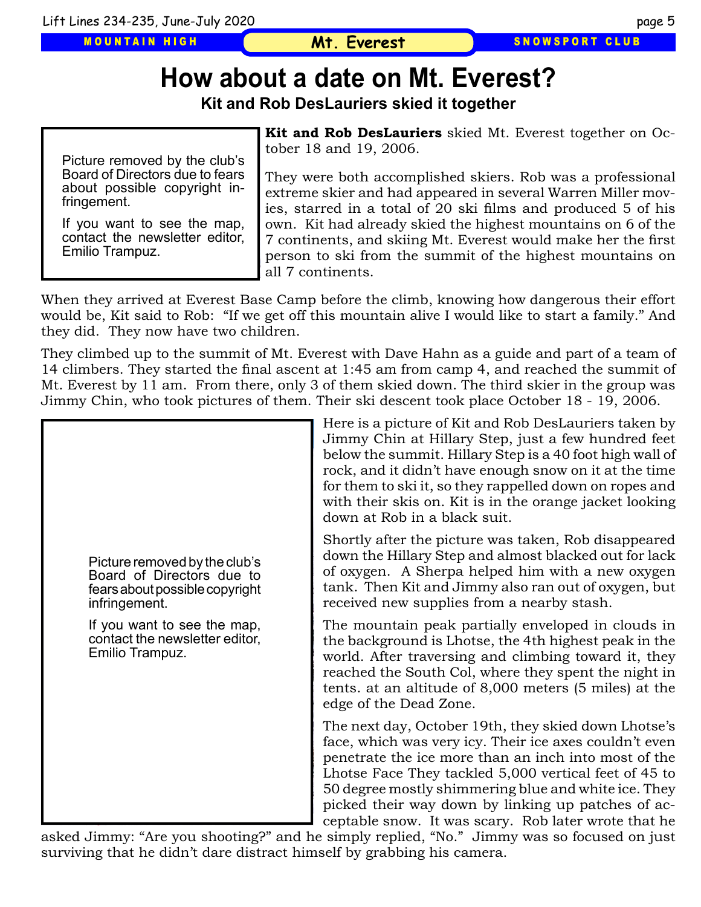# How about a date on Mt. Everest?

### Kit and Rob DesLauriers skied it together

Picture removed by the club's Board of Directors due to fears about possible copyright infringement.

If you want to see the map, contact the newsletter editor, Emilio Trampuz.

**Kit and Rob DesLauriers** skied Mt. Everest together on October 18 and 19, 2006.

They were both accomplished skiers. Rob was a professional extreme skier and had appeared in several Warren Miller movies, starred in a total of 20 ski films and produced 5 of his own. Kit had already skied the highest mountains on 6 of the 7 continents, and skiing Mt. Everest would make her the first person to ski from the summit of the highest mountains on all 7 continents.

When they arrived at Everest Base Camp before the climb, knowing how dangerous their effort would be, Kit said to Rob: "If we get off this mountain alive I would like to start a family." And they did. They now have two children.

They climbed up to the summit of Mt. Everest with Dave Hahn as a guide and part of a team of 14 climbers. They started the final ascent at 1:45 am from camp 4, and reached the summit of Mt. Everest by 11 am. From there, only 3 of them skied down. The third skier in the group was Jimmy Chin, who took pictures of them. Their ski descent took place October 18 - 19, 2006.

Picture removed by the club's Board of Directors due to fears about possible copyright infringement.

If you want to see the map, contact the newsletter editor, Emilio Trampuz.

Here is a picture of Kit and Rob DesLauriers taken by Jimmy Chin at Hillary Step, just a few hundred feet below the summit. Hillary Step is a 40 foot high wall of rock, and it didn't have enough snow on it at the time for them to ski it, so they rappelled down on ropes and with their skis on. Kit is in the orange jacket looking down at Rob in a black suit.

Shortly after the picture was taken, Rob disappeared down the Hillary Step and almost blacked out for lack of oxygen. A Sherpa helped him with a new oxygen tank. Then Kit and Jimmy also ran out of oxygen, but received new supplies from a nearby stash.

The mountain peak partially enveloped in clouds in the background is Lhotse, the 4th highest peak in the world. After traversing and climbing toward it, they reached the South Col, where they spent the night in tents. at an altitude of 8,000 meters (5 miles) at the edge of the Dead Zone.

The next day, October 19th, they skied down Lhotse's face, which was very icy. Their ice axes couldn't even penetrate the ice more than an inch into most of the Lhotse Face They tackled 5,000 vertical feet of 45 to 50 degree mostly shimmering blue and white ice. They picked their way down by linking up patches of acceptable snow. It was scary. Rob later wrote that he asked Jimmy: "Are you shooting?" and he simply replied, "No." Jimmy was so focused on just surviving that he didn't dare distract himself by grabbing his camera.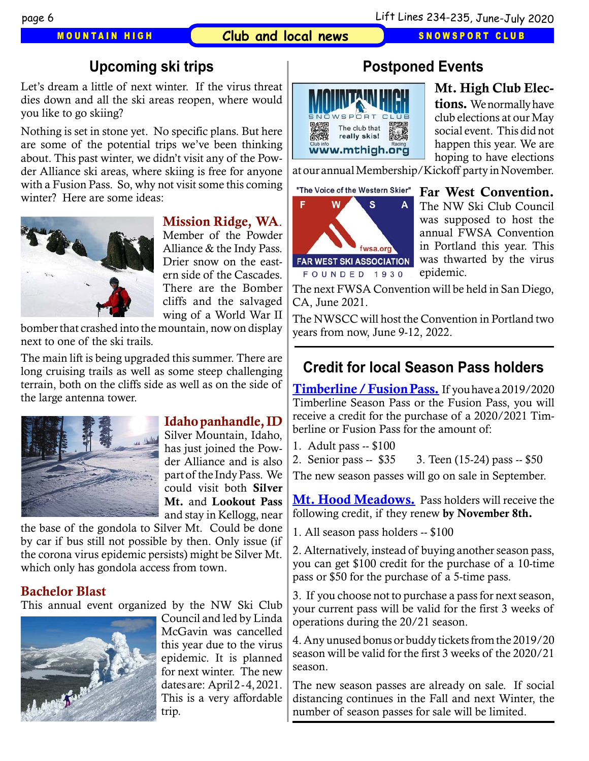## Upcoming ski trips

Let's dream a little of next winter. If the virus threat dies down and all the ski areas reopen, where would you like to go skiing?

Nothing is set in stone yet. No specific plans. But here are some of the potential trips we've been thinking about. This past winter, we didn't visit any of the Powder Alliance ski areas, where skiing is free for anyone with a Fusion Pass. So, why not visit some this coming winter? Here are some ideas:

### Mission Ridge, WA.

Member of the Powder Alliance & the Indy Pass. Drier snow on the eastern side of the Cascades. There are the Bomber cliffs and the salvaged wing of a World War II bomber that crashed into the mountain, now on display next to one of the ski trails.

The main lift is being upgraded this summer. There are long cruising trails as well as some steep challenging terrain, both on the cliffs side as well as on the side of the large antenna tower.

### Idaho panhandle, ID

Silver Mountain, Idaho, has just joined the Powder Alliance and is also part of the Indy Pass. We could visit both **Silver Mt.** and **Lookout Pass** and stay in Kellogg, near the base of the gondola to Silver Mt. Could be done by car if bus still not possible by then. Only issue (if the corona virus epidemic persists) might be Silver Mt. which only has gondola access from town.

### Bachelor Blast

This annual event organized by the NW Ski Club Council and led by Linda McGavin was cancelled this year due to the virus epidemic. It is planned for next winter. The new dates are: April 2 - 4, 2021. This is a very affordable trip.

## Postponed Events

**Mt. High Club Elections.** We normally have club elections at our May social event. This did not happen this year. We are hoping to have elections at our annual Membership/Kickoff party in November.

**Far West Convention.** The NW Ski Club Council was supposed to host the annual FWSA Convention in Portland this year. This was thwarted by the virus epidemic.

The next FWSA Convention will be held in San Diego, CA, June 2021.

The NWSCC will host the Convention in Portland two years from now, June 9-12, 2022.

## Credit for local Season Pass holders

**Timberline / Fusion Pass.** If you have a 2019/2020 Timberline Season Pass or the Fusion Pass, you will receive a credit for the purchase of a 2020/2021 Timberline or Fusion Pass for the amount of:

1. Adult pass -- $100
2. Senior pass -- $35
3. Teen (15-24) pass -- $50

The new season passes will go on sale in September.

**Mt. Hood Meadows.** Pass holders will receive the following credit, if they renew **by November 8th.**

1. All season pass holders -- $100

2. Alternatively, instead of buying another season pass, you can get $100 credit for the purchase of a 10-time pass or $50 for the purchase of a 5-time pass.

3. If you choose not to purchase a pass for next season, your current pass will be valid for the first 3 weeks of operations during the 20/21 season.

4. Any unused bonus or buddy tickets from the 2019/20 season will be valid for the first 3 weeks of the 2020/21 season.

The new season passes are already on sale. If social distancing continues in the Fall and next Winter, the number of season passes for sale will be limited.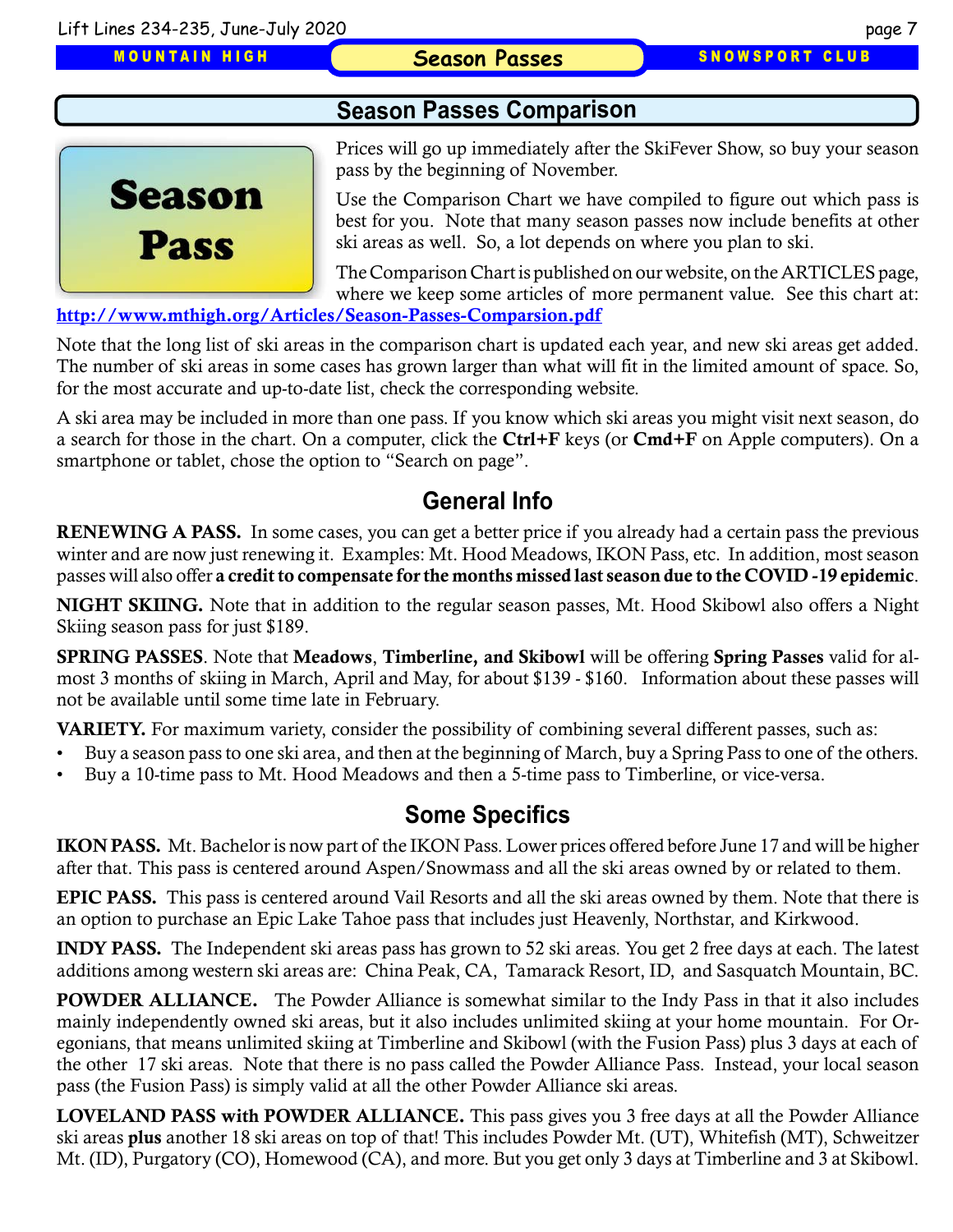## Season Passes Comparison

Season Pass

Prices will go up immediately after the SkiFever Show, so buy your season pass by the beginning of November.

Use the Comparison Chart we have compiled to figure out which pass is best for you. Note that many season passes now include benefits at other ski areas as well. So, a lot depends on where you plan to ski.

The Comparison Chart is published on our website, on the ARTICLES page, where we keep some articles of more permanent value. See this chart at: **http://www.mthigh.org/Articles/Season-Passes-Comparsion.pdf**

Note that the long list of ski areas in the comparison chart is updated each year, and new ski areas get added. The number of ski areas in some cases has grown larger than what will fit in the limited amount of space. So, for the most accurate and up-to-date list, check the corresponding website.

A ski area may be included in more than one pass. If you know which ski areas you might visit next season, do a search for those in the chart. On a computer, click the **Ctrl+F** keys (or **Cmd+F** on Apple computers). On a smartphone or tablet, chose the option to "Search on page".

## General Info

**RENEWING A PASS.** In some cases, you can get a better price if you already had a certain pass the previous winter and are now just renewing it. Examples: Mt. Hood Meadows, IKON Pass, etc. In addition, most season passes will also offer **a credit to compensate for the months missed last season due to the COVID -19 epidemic**.

**NIGHT SKIING.** Note that in addition to the regular season passes, Mt. Hood Skibowl also offers a Night Skiing season pass for just $189.

**SPRING PASSES**. Note that **Meadows**, **Timberline, and Skibowl** will be offering **Spring Passes** valid for almost 3 months of skiing in March, April and May, for about $139 - $160. Information about these passes will not be available until some time late in February.

**VARIETY.** For maximum variety, consider the possibility of combining several different passes, such as:

- Buy a season pass to one ski area, and then at the beginning of March, buy a Spring Pass to one of the others.
- Buy a 10-time pass to Mt. Hood Meadows and then a 5-time pass to Timberline, or vice-versa.

## Some Specifics

**IKON PASS.** Mt. Bachelor is now part of the IKON Pass. Lower prices offered before June 17 and will be higher after that. This pass is centered around Aspen/Snowmass and all the ski areas owned by or related to them.

**EPIC PASS.** This pass is centered around Vail Resorts and all the ski areas owned by them. Note that there is an option to purchase an Epic Lake Tahoe pass that includes just Heavenly, Northstar, and Kirkwood.

**INDY PASS.** The Independent ski areas pass has grown to 52 ski areas. You get 2 free days at each. The latest additions among western ski areas are: China Peak, CA, Tamarack Resort, ID, and Sasquatch Mountain, BC.

**POWDER ALLIANCE.** The Powder Alliance is somewhat similar to the Indy Pass in that it also includes mainly independently owned ski areas, but it also includes unlimited skiing at your home mountain. For Oregonians, that means unlimited skiing at Timberline and Skibowl (with the Fusion Pass) plus 3 days at each of the other 17 ski areas. Note that there is no pass called the Powder Alliance Pass. Instead, your local season pass (the Fusion Pass) is simply valid at all the other Powder Alliance ski areas.

**LOVELAND PASS with POWDER ALLIANCE.** This pass gives you 3 free days at all the Powder Alliance ski areas **plus** another 18 ski areas on top of that! This includes Powder Mt. (UT), Whitefish (MT), Schweitzer Mt. (ID), Purgatory (CO), Homewood (CA), and more. But you get only 3 days at Timberline and 3 at Skibowl.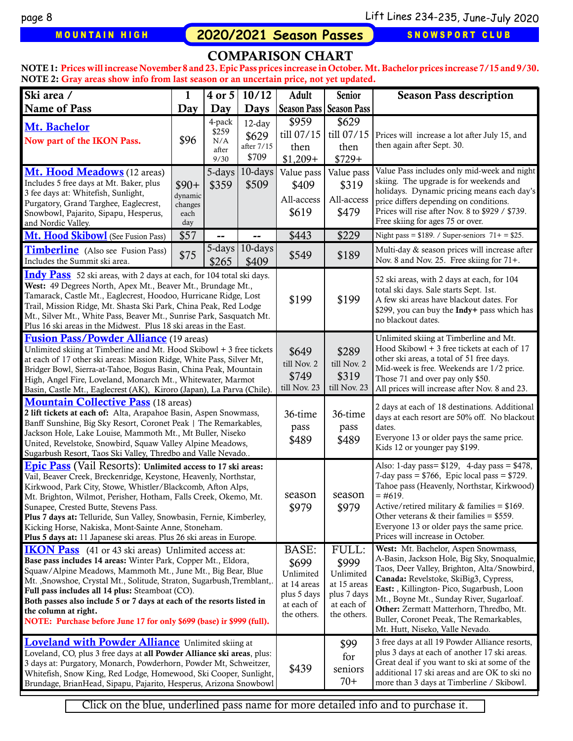MOUNTAIN HIGH **2020/2021 Season Passes** SNOWSPORT CLUB

# COMPARISON CHART

**NOTE 1:** Prices will increase November 8 and 23. Epic Pass prices increase in October. Mt. Bachelor prices increase 7/15 and 9/30.
**NOTE 2:** Gray areas show info from last season or an uncertain price, not yet updated.

| Ski area / Name of Pass | 1 Day | 4 or 5 Day | 10/12 Days | Adult Season Pass | Senior Season Pass | Season Pass description |
|---|---|---|---|---|---|---|
| **Mt. Bachelor** Now part of the IKON Pass. | $96 | 4-pack $259 N/A after 9/30 | 12-day $629 after 7/15 $709 | $959 till 07/15 then $1,209+ | $629 till 07/15 then $729+ | Prices will increase a lot after July 15, and then again after Sept. 30. |
| **Mt. Hood Meadows** (12 areas) Includes 5 free days at Mt. Baker, plus 3 fee days at: Whitefish, Sunlight, Purgatory, Grand Targhee, Eaglecrest, Snowbowl, Pajarito, Sipapu, Hesperus, and Nordic Valley. | $90+ dynamic changes each day | 5-days $359 | 10-days $509 | Value pass $409 All-access $619 | Value pass $319 All-access $479 | Value Pass includes only mid-week and night skiing. The upgrade is for weekends and holidays. Dynamic pricing means each day's price differs depending on conditions. Prices will rise after Nov. 8 to $929 / $739. Free skiing for ages 75 or over. |
| **Mt. Hood Skibowl** (See Fusion Pass) | $57 | -- | -- | $443 | $229 | Night pass = $189. / Super-seniors 71+ = $25. |
| **Timberline** (Also see Fusion Pass) Includes the Summit ski area. | $75 | 5-days $265 | 10-days $409 | $549 | $189 | Multi-day & season prices will increase after Nov. 8 and Nov. 25. Free skiing for 71+. |
| **Indy Pass** 52 ski areas, with 2 days at each, for 104 total ski days. **West:** 49 Degrees North, Apex Mt., Beaver Mt., Brundage Mt., Tamarack, Castle Mt., Eaglecrest, Hoodoo, Hurricane Ridge, Lost Trail, Mission Ridge, Mt. Shasta Ski Park, China Peak, Red Lodge Mt., Silver Mt., White Pass, Beaver Mt., Sunrise Park, Sasquatch Mt. Plus 16 ski areas in the Midwest. Plus 18 ski areas in the East. | | | | $199 | $199 | 52 ski areas, with 2 days at each, for 104 total ski days. Sale starts Sept. 1st. A few ski areas have blackout dates. For $299, you can buy the **Indy+** pass which has no blackout dates. |
| **Fusion Pass/Powder Alliance** (19 areas) Unlimited skiing at Timberline and Mt. Hood Skibowl + 3 free tickets at each of 17 other ski areas: Mission Ridge, White Pass, Silver Mt, Bridger Bowl, Sierra-at-Tahoe, Bogus Basin, China Peak, Mountain High, Angel Fire, Loveland, Monarch Mt., Whitewater, Marmot Basin, Castle Mt., Eaglecrest (AK), Kiroro (Japan), La Parva (Chile). | | | | $649 till Nov. 2 $749 till Nov. 23 | $289 till Nov. 2 $319 till Nov. 23 | Unlimited skiing at Timberline and Mt. Hood Skibowl + 3 free tickets at each of 17 other ski areas, a total of 51 free days. Mid-week is free. Weekends are 1/2 price. Those 71 and over pay only $50. All prices will increase after Nov. 8 and 23. |
| **Mountain Collective Pass** (18 areas) **2 lift tickets at each of:** Alta, Arapahoe Basin, Aspen Snowmass, Banff Sunshine, Big Sky Resort, Coronet Peak \| The Remarkables, Jackson Hole, Lake Louise, Mammoth Mt., Mt Buller, Niseko United, Revelstoke, Snowbird, Squaw Valley Alpine Meadows, Sugarbush Resort, Taos Ski Valley, Thredbo and Valle Nevado.. | | | | 36-time pass $489 | 36-time pass $489 | 2 days at each of 18 destinations. Additional days at each resort are 50% off. No blackout dates. Everyone 13 or older pays the same price. Kids 12 or younger pay $199. |
| **Epic Pass** (Vail Resorts): **Unlimited access to 17 ski areas:** Vail, Beaver Creek, Breckenridge, Keystone, Heavenly, Northstar, Kirkwood, Park City, Stowe, Whistler/Blackcomb, Afton Alps, Mt. Brighton, Wilmot, Perisher, Hotham, Falls Creek, Okemo, Mt. Sunapee, Crested Butte, Stevens Pass. **Plus 7 days at:** Telluride, Sun Valley, Snowbasin, Fernie, Kimberley, Kicking Horse, Nakiska, Mont-Sainte Anne, Stoneham. **Plus 5 days at:** 11 Japanese ski areas. Plus 26 ski areas in Europe. | | | | season $979 | season $979 | Also: 1-day pass= $129, 4-day pass = $478, 7-day pass = $766, Epic local pass = $729. Tahoe pass (Heavenly, Northstar, Kirkwood) = #619. Active/retired military & families = $169. Other veterans & their families = $559. Everyone 13 or older pays the same price. Prices will increase in October. |
| **IKON Pass** (41 or 43 ski areas) Unlimited access at: **Base pass includes 14 areas:** Winter Park, Copper Mt., Eldora, Squaw/Alpine Meadows, Mammoth Mt., June Mt., Big Bear, Blue Mt. ,Snowshoe, Crystal Mt., Solitude, Straton, Sugarbush,Tremblant,. **Full pass includes all 14 plus:** Steamboat (CO). **Both passes also include 5 or 7 days at each of the resorts listed in the column at right.** **NOTE: Purchase before June 17 for only $699 (base) ir $999 (full).** | | | | BASE: $699 Unlimited at 14 areas plus 5 days at each of the others. | FULL: $999 Unlimited at 15 areas plus 7 days at each of the others. | **West:** Mt. Bachelor, Aspen Snowmass, A-Basin, Jackson Hole, Big Sky, Snoqualmie, Taos, Deer Valley, Brighton, Alta/Snowbird, **Canada:** Revelstoke, SkiBig3, Cypress, **East:** , Killington- Pico, Sugarbush, Loon Mt., Boyne Mt., Sunday River, Sugarloaf. **Other:** Zermatt Matterhorn, Thredbo, Mt. Buller, Coronet Peeak, The Remarkables, Mt. Hutt, Niseko, Valle Nevado. |
| **Loveland with Powder Alliance** Unlimited skiing at Loveland, CO, plus 3 free days at **all Powder Alliance ski areas**, plus: 3 days at: Purgatory, Monarch, Powderhorn, Powder Mt, Schweitzer, Whitefish, Snow King, Red Lodge, Homewood, Ski Cooper, Sunlight, Brundage, BrianHead, Sipapu, Pajarito, Hesperus, Arizona Snowbowl | | | | $439 | $99 for seniors 70+ | 3 free days at all 19 Powder Alliance resorts, plus 3 days at each of another 17 ski areas. Great deal if you want to ski at some of the additional 17 ski areas and are OK to ski no more than 3 days at Timberline / Skibowl. |

Click on the blue, underlined pass name for more detailed info and to purchase it.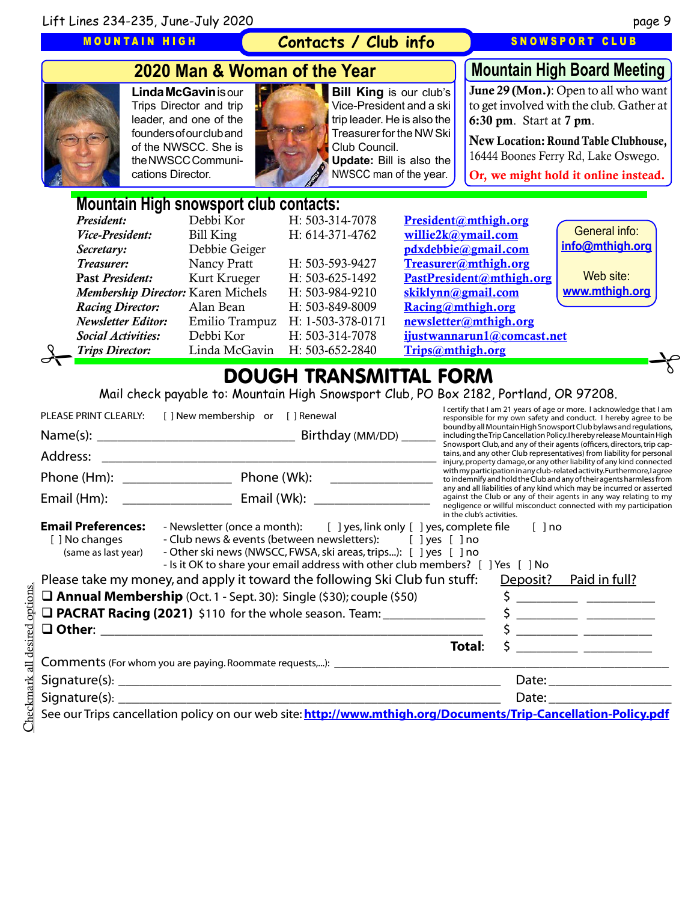MOUNTAIN HIGH **Contacts / Club info** SNOWSPORT CLUB

## 2020 Man & Woman of the Year

**Linda McGavin** is our Trips Director and trip leader, and one of the founders of our club and of the NWSCC. She is the NWSCC Communications Director.

**Bill King** is our club's Vice-President and a ski trip leader. He is also the Treasurer for the NW Ski Club Council. **Update:** Bill is also the NWSCC man of the year.

## Mountain High Board Meeting

**June 29 (Mon.)**: Open to all who want to get involved with the club. Gather at **6:30 pm**. Start at **7 pm**.

**New Location: Round Table Clubhouse,** 16444 Boones Ferry Rd, Lake Oswego.

**Or, we might hold it online instead.**

## Mountain High snowsport club contacts:

| Position | Name | Phone | Email |
|---|---|---|---|
| *President:* | Debbi Kor | H: 503-314-7078 | President@mthigh.org |
| *Vice-President:* | Bill King | H: 614-371-4762 | willie2k@ymail.com |
| *Secretary:* | Debbie Geiger | | pdxdebbie@gmail.com |
| *Treasurer:* | Nancy Pratt | H: 503-593-9427 | Treasurer@mthigh.org |
| Past *President:* | Kurt Krueger | H: 503-625-1492 | PastPresident@mthigh.org |
| *Membership Director:* | Karen Michels | H: 503-984-9210 | skiklynn@gmail.com |
| *Racing Director:* | Alan Bean | H: 503-849-8009 | Racing@mthigh.org |
| *Newsletter Editor:* | Emilio Trampuz | H: 1-503-378-0171 | newsletter@mthigh.org |
| *Social Activities:* | Debbi Kor | H: 503-314-7078 | ijustwannarun1@comcast.net |
| *Trips Director:* | Linda McGavin | H: 503-652-2840 | Trips@mthigh.org |

General info: info@mthigh.org

Web site: www.mthigh.org

# DOUGH TRANSMITTAL FORM

Mail check payable to: Mountain High Snowsport Club, PO Box 2182, Portland, OR 97208.

PLEASE PRINT CLEARLY: [ ] New membership or [ ] Renewal

Name(s): ______________________________ Birthday (MM/DD) _____

Address: ______________________________________________________

Phone (Hm): ________________ Phone (Wk): ______________

Email (Hm): ________________ Email (Wk): ________________

I certify that I am 21 years of age or more. I acknowledge that I am responsible for my own safety and conduct. I hereby agree to be bound by all Mountain High Snowsport Club bylaws and regulations, including the Trip Cancellation Policy. I hereby release Mountain High Snowsport Club, and any of their agents (officers, directors, trip captains, and any other Club representatives) from liability for personal injury, property damage, or any other liability of any kind connected with my participation in any club-related activity. Furthermore, I agree to indemnify and hold the Club and any of their agents harmless from any and all liabilities of any kind which may be incurred or asserted against the Club or any of their agents in any way relating to my negligence or willful misconduct connected with my participation in the club's activities.

**Email Preferences:**
[ ] No changes (same as last year)

- Newsletter (once a month): [ ] yes, link only [ ] yes, complete file [ ] no
- Club news & events (between newsletters): [ ] yes [ ] no
- Other ski news (NWSCC, FWSA, ski areas, trips...): [ ] yes [ ] no
- Is it OK to share your email address with other club members? [ ] Yes [ ] No

Please take my money, and apply it toward the following Ski Club fun stuff:

| | Deposit? | Paid in full? |
|---|---|---|
| ❑ **Annual Membership** (Oct. 1 - Sept. 30): Single ($30); couple ($50) | $ ________ | ________ |
| ❑ **PACRAT Racing (2021)** $110 for the whole season. Team: ______________ | $ ________ | ________ |
| ❑ **Other:** ________________________________ | $ ________ | ________ |
| **Total:** | $ ________ | ________ |

Comments (For whom you are paying. Roommate requests,...): ______________________________

Signature(s): ______________________________ Date: ______________

Signature(s): ______________________________ Date: ______________

See our Trips cancellation policy on our web site: http://www.mthigh.org/Documents/Trip-Cancellation-Policy.pdf

Checkmark all desired options.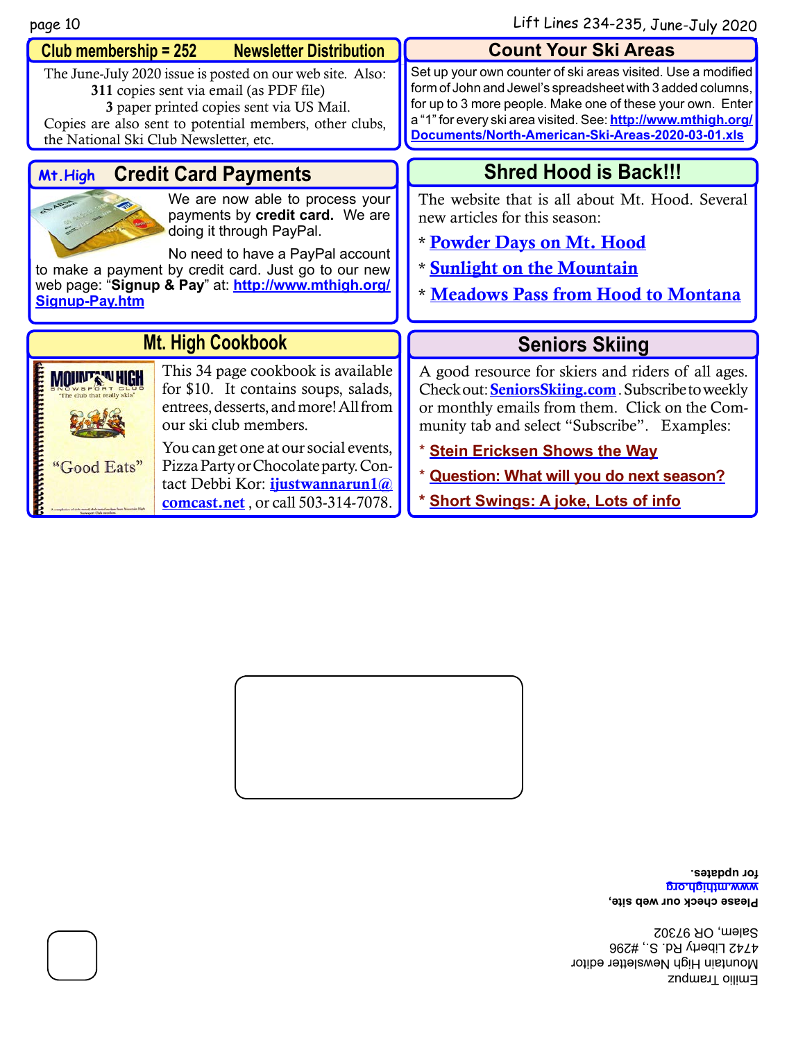## Club membership = 252 Newsletter Distribution

The June-July 2020 issue is posted on our web site. Also:
**311** copies sent via email (as PDF file)
**3** paper printed copies sent via US Mail.
Copies are also sent to potential members, other clubs, the National Ski Club Newsletter, etc.

## Count Your Ski Areas

Set up your own counter of ski areas visited. Use a modified form of John and Jewel's spreadsheet with 3 added columns, for up to 3 more people. Make one of these your own. Enter a "1" for every ski area visited. See: **http://www.mthigh.org/Documents/North-American-Ski-Areas-2020-03-01.xls**

## Mt.High Credit Card Payments

We are now able to process your payments by **credit card.** We are doing it through PayPal.

No need to have a PayPal account to make a payment by credit card. Just go to our new web page: "**Signup & Pay**" at: **http://www.mthigh.org/Signup-Pay.htm**

## Shred Hood is Back!!!

The website that is all about Mt. Hood. Several new articles for this season:

* **Powder Days on Mt. Hood**
* **Sunlight on the Mountain**
* **Meadows Pass from Hood to Montana**

## Mt. High Cookbook

This 34 page cookbook is available for $10. It contains soups, salads, entrees, desserts, and more! All from our ski club members.

You can get one at our social events, Pizza Party or Chocolate party. Contact Debbi Kor: **ijustwannarun1@comcast.net** , or call 503-314-7078.

## Seniors Skiing

A good resource for skiers and riders of all ages. Check out: **SeniorsSkiing.com** . Subscribe to weekly or monthly emails from them. Click on the Community tab and select "Subscribe". Examples:

* **Stein Ericksen Shows the Way**
* **Question: What will you do next season?**
* **Short Swings: A joke, Lots of info**

Emilio Trampuz
Mountain High Newsletter editor
4742 Liberty Rd. S., #296
Salem, OR 97302

**Please check our web site, www.mthigh.org for updates.**